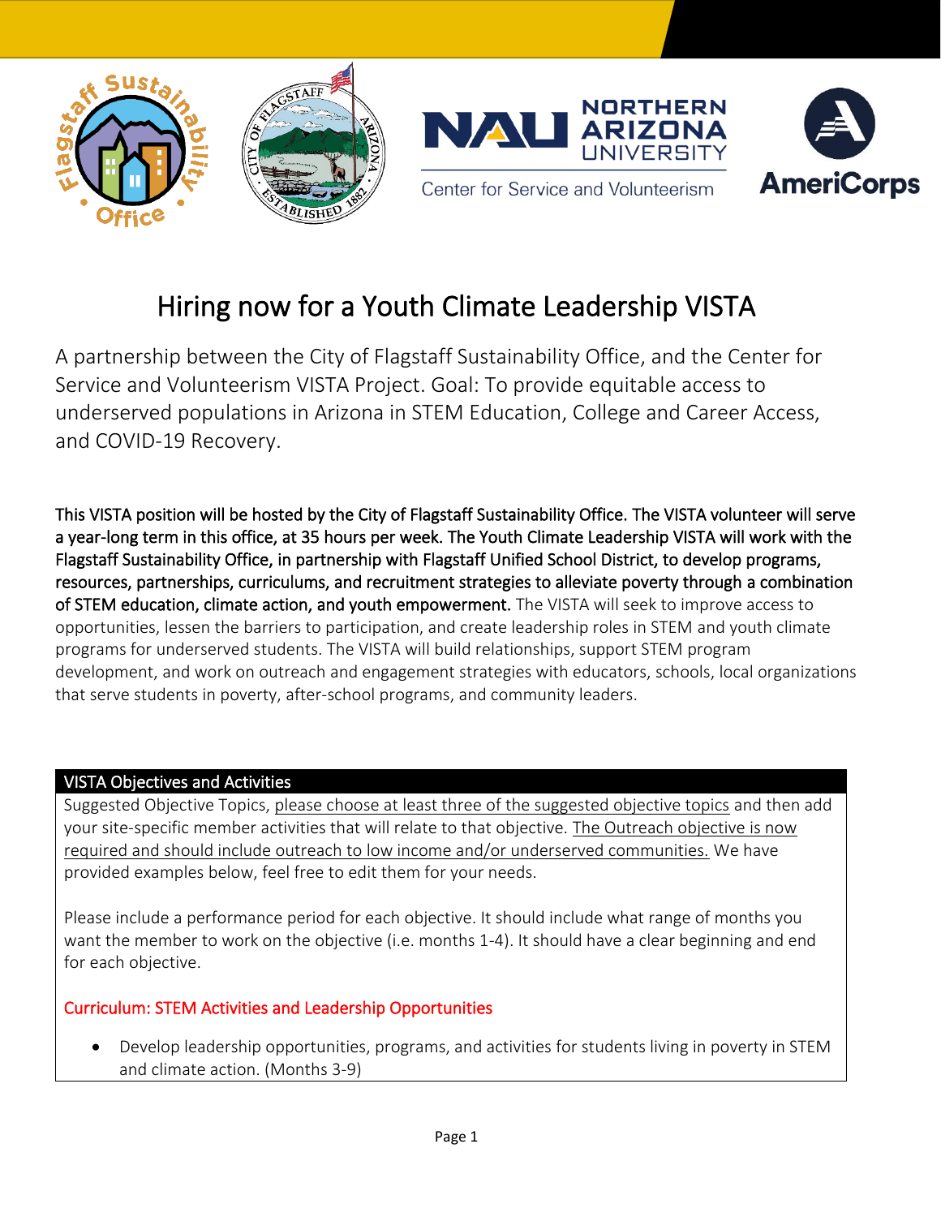# Hiring now for a Youth Climate Leadership VISTA

A partnership between the City of Flagstaff Sustainability Office, and the Center for Service and Volunteerism VISTA Project. Goal: To provide equitable access to underserved populations in Arizona in STEM Education, College and Career Access, and COVID-19 Recovery.

**This VISTA position will be hosted by the City of Flagstaff Sustainability Office. The VISTA volunteer will serve a year-long term in this office, at 35 hours per week. The Youth Climate Leadership VISTA will work with the Flagstaff Sustainability Office, in partnership with Flagstaff Unified School District, to develop programs, resources, partnerships, curriculums, and recruitment strategies to alleviate poverty through a combination of STEM education, climate action, and youth empowerment.** The VISTA will seek to improve access to opportunities, lessen the barriers to participation, and create leadership roles in STEM and youth climate programs for underserved students. The VISTA will build relationships, support STEM program development, and work on outreach and engagement strategies with educators, schools, local organizations that serve students in poverty, after-school programs, and community leaders.

## VISTA Objectives and Activities

Suggested Objective Topics, please choose at least three of the suggested objective topics and then add your site-specific member activities that will relate to that objective. The Outreach objective is now required and should include outreach to low income and/or underserved communities. We have provided examples below, feel free to edit them for your needs.

Please include a performance period for each objective. It should include what range of months you want the member to work on the objective (i.e. months 1-4). It should have a clear beginning and end for each objective.

### Curriculum: STEM Activities and Leadership Opportunities

- Develop leadership opportunities, programs, and activities for students living in poverty in STEM and climate action. (Months 3-9)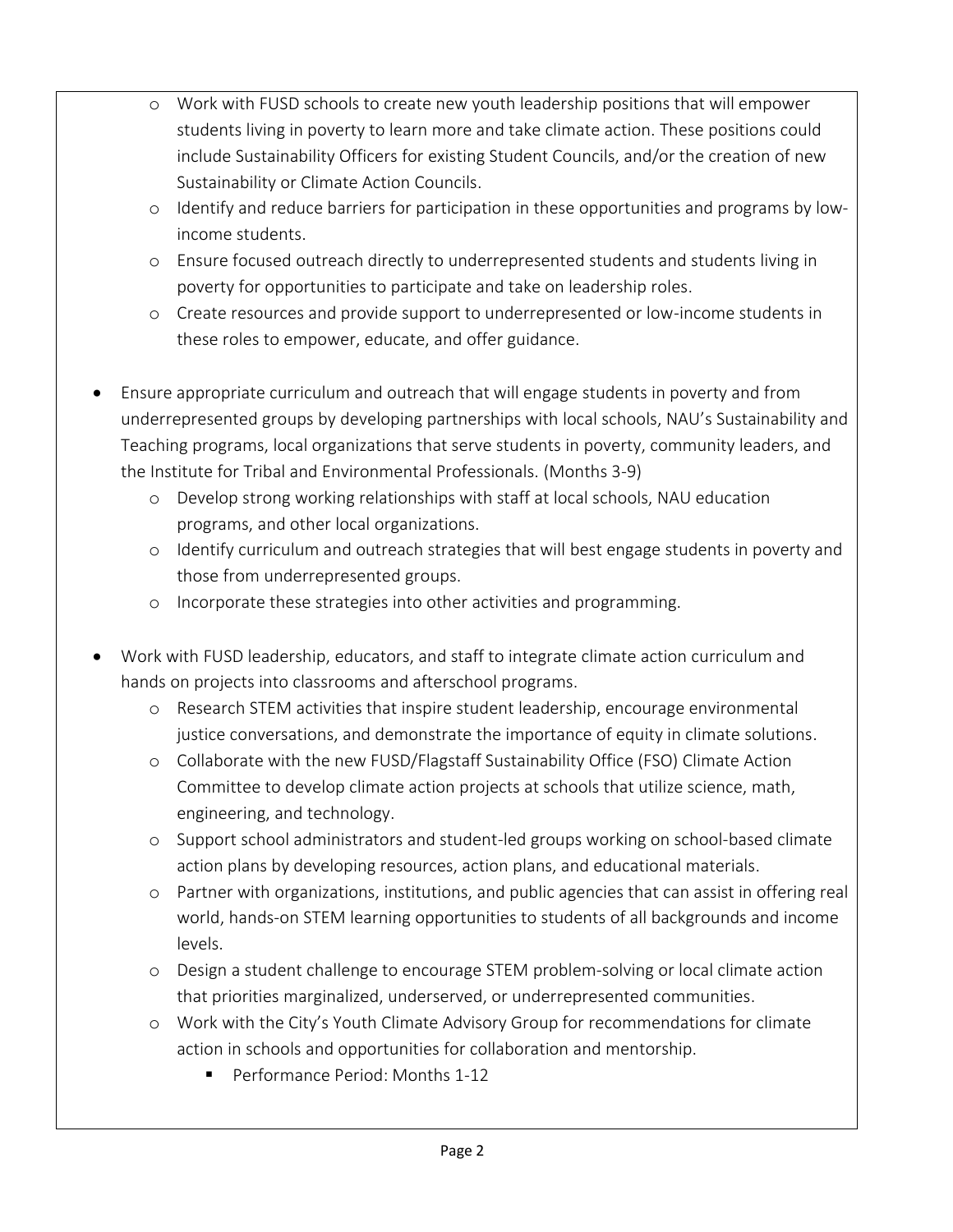- Work with FUSD schools to create new youth leadership positions that will empower students living in poverty to learn more and take climate action. These positions could include Sustainability Officers for existing Student Councils, and/or the creation of new Sustainability or Climate Action Councils.
  - Identify and reduce barriers for participation in these opportunities and programs by low-income students.
  - Ensure focused outreach directly to underrepresented students and students living in poverty for opportunities to participate and take on leadership roles.
  - Create resources and provide support to underrepresented or low-income students in these roles to empower, educate, and offer guidance.

- Ensure appropriate curriculum and outreach that will engage students in poverty and from underrepresented groups by developing partnerships with local schools, NAU's Sustainability and Teaching programs, local organizations that serve students in poverty, community leaders, and the Institute for Tribal and Environmental Professionals. (Months 3-9)
  - Develop strong working relationships with staff at local schools, NAU education programs, and other local organizations.
  - Identify curriculum and outreach strategies that will best engage students in poverty and those from underrepresented groups.
  - Incorporate these strategies into other activities and programming.

- Work with FUSD leadership, educators, and staff to integrate climate action curriculum and hands on projects into classrooms and afterschool programs.
  - Research STEM activities that inspire student leadership, encourage environmental justice conversations, and demonstrate the importance of equity in climate solutions.
  - Collaborate with the new FUSD/Flagstaff Sustainability Office (FSO) Climate Action Committee to develop climate action projects at schools that utilize science, math, engineering, and technology.
  - Support school administrators and student-led groups working on school-based climate action plans by developing resources, action plans, and educational materials.
  - Partner with organizations, institutions, and public agencies that can assist in offering real world, hands-on STEM learning opportunities to students of all backgrounds and income levels.
  - Design a student challenge to encourage STEM problem-solving or local climate action that priorities marginalized, underserved, or underrepresented communities.
  - Work with the City's Youth Climate Advisory Group for recommendations for climate action in schools and opportunities for collaboration and mentorship.
    - Performance Period: Months 1-12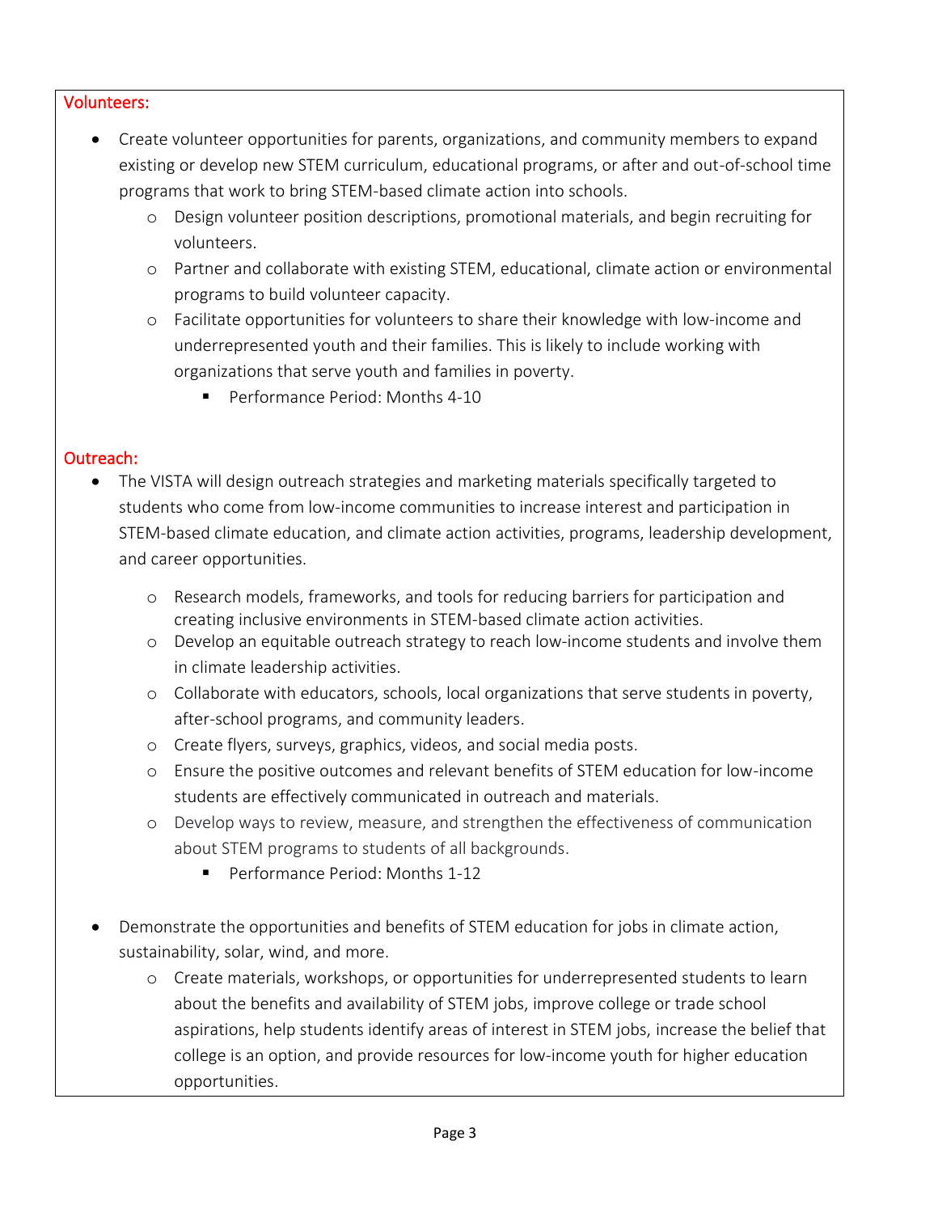Volunteers:

- Create volunteer opportunities for parents, organizations, and community members to expand existing or develop new STEM curriculum, educational programs, or after and out-of-school time programs that work to bring STEM-based climate action into schools.
  - Design volunteer position descriptions, promotional materials, and begin recruiting for volunteers.
  - Partner and collaborate with existing STEM, educational, climate action or environmental programs to build volunteer capacity.
  - Facilitate opportunities for volunteers to share their knowledge with low-income and underrepresented youth and their families. This is likely to include working with organizations that serve youth and families in poverty.
    - Performance Period: Months 4-10

Outreach:

- The VISTA will design outreach strategies and marketing materials specifically targeted to students who come from low-income communities to increase interest and participation in STEM-based climate education, and climate action activities, programs, leadership development, and career opportunities.
  - Research models, frameworks, and tools for reducing barriers for participation and creating inclusive environments in STEM-based climate action activities.
  - Develop an equitable outreach strategy to reach low-income students and involve them in climate leadership activities.
  - Collaborate with educators, schools, local organizations that serve students in poverty, after-school programs, and community leaders.
  - Create flyers, surveys, graphics, videos, and social media posts.
  - Ensure the positive outcomes and relevant benefits of STEM education for low-income students are effectively communicated in outreach and materials.
  - Develop ways to review, measure, and strengthen the effectiveness of communication about STEM programs to students of all backgrounds.
    - Performance Period: Months 1-12

- Demonstrate the opportunities and benefits of STEM education for jobs in climate action, sustainability, solar, wind, and more.
  - Create materials, workshops, or opportunities for underrepresented students to learn about the benefits and availability of STEM jobs, improve college or trade school aspirations, help students identify areas of interest in STEM jobs, increase the belief that college is an option, and provide resources for low-income youth for higher education opportunities.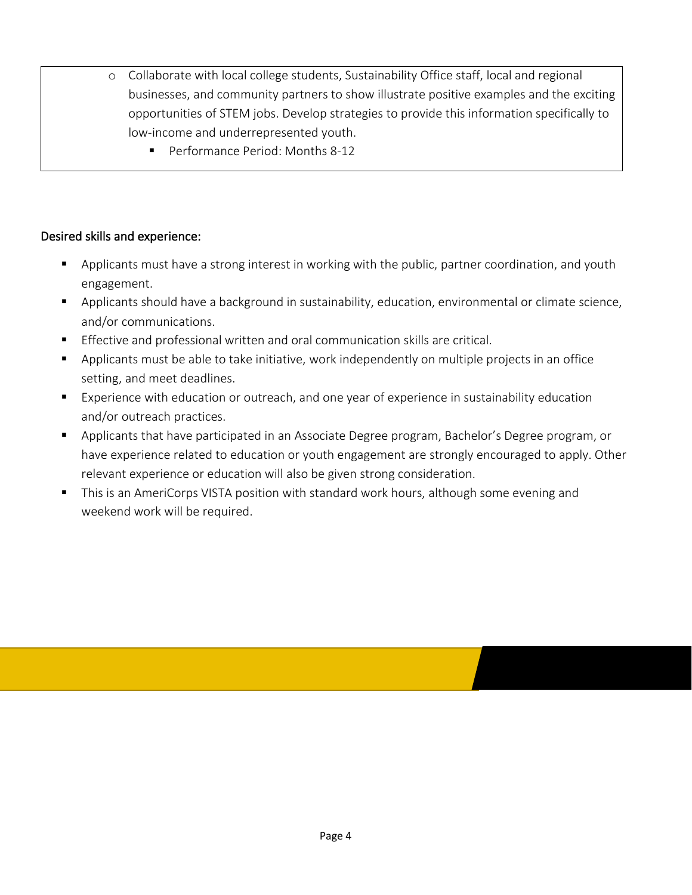- Collaborate with local college students, Sustainability Office staff, local and regional businesses, and community partners to show illustrate positive examples and the exciting opportunities of STEM jobs. Develop strategies to provide this information specifically to low-income and underrepresented youth.
  - Performance Period: Months 8-12

Desired skills and experience:

- Applicants must have a strong interest in working with the public, partner coordination, and youth engagement.
- Applicants should have a background in sustainability, education, environmental or climate science, and/or communications.
- Effective and professional written and oral communication skills are critical.
- Applicants must be able to take initiative, work independently on multiple projects in an office setting, and meet deadlines.
- Experience with education or outreach, and one year of experience in sustainability education and/or outreach practices.
- Applicants that have participated in an Associate Degree program, Bachelor's Degree program, or have experience related to education or youth engagement are strongly encouraged to apply. Other relevant experience or education will also be given strong consideration.
- This is an AmeriCorps VISTA position with standard work hours, although some evening and weekend work will be required.